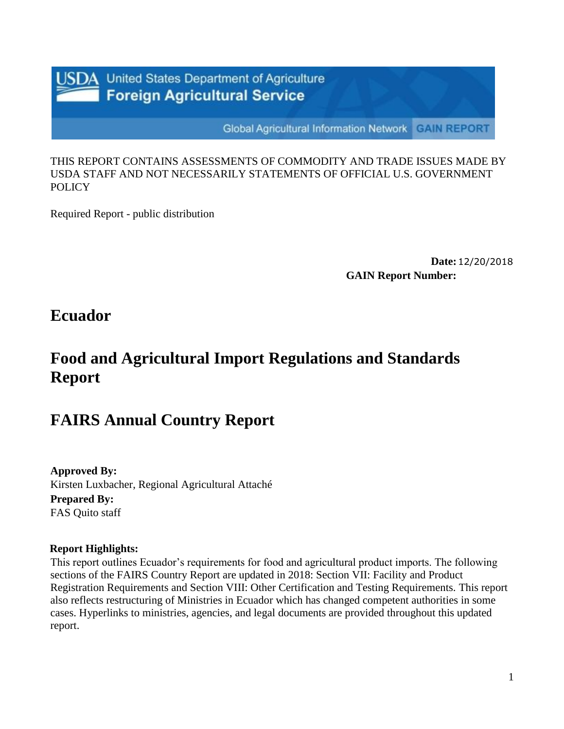USDA United States Department of Agriculture
Foreign Agricultural Service

Global Agricultural Information Network GAIN REPORT

THIS REPORT CONTAINS ASSESSMENTS OF COMMODITY AND TRADE ISSUES MADE BY USDA STAFF AND NOT NECESSARILY STATEMENTS OF OFFICIAL U.S. GOVERNMENT POLICY

Required Report - public distribution

**Date:** 12/20/2018

**GAIN Report Number:**

# Ecuador

# Food and Agricultural Import Regulations and Standards Report

# FAIRS Annual Country Report

**Approved By:**
Kirsten Luxbacher, Regional Agricultural Attaché

**Prepared By:**
FAS Quito staff

**Report Highlights:**

This report outlines Ecuador's requirements for food and agricultural product imports. The following sections of the FAIRS Country Report are updated in 2018: Section VII: Facility and Product Registration Requirements and Section VIII: Other Certification and Testing Requirements. This report also reflects restructuring of Ministries in Ecuador which has changed competent authorities in some cases. Hyperlinks to ministries, agencies, and legal documents are provided throughout this updated report.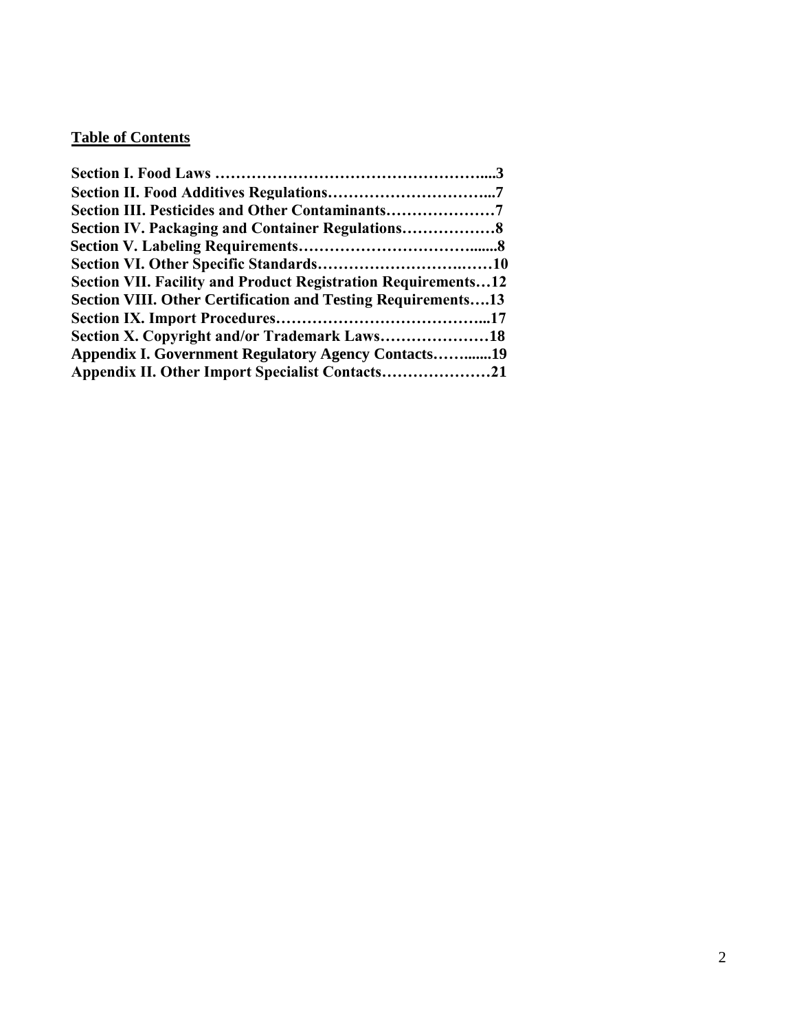**Table of Contents**

**Section I. Food Laws ……………………………………………....3**
**Section II. Food Additives Regulations…………………………...7**
**Section III. Pesticides and Other Contaminants…………………7**
**Section IV. Packaging and Container Regulations………………8**
**Section V. Labeling Requirements……………………………......8**
**Section VI. Other Specific Standards……………………….……10**
**Section VII. Facility and Product Registration Requirements…12**
**Section VIII. Other Certification and Testing Requirements….13**
**Section IX. Import Procedures…………………………………...17**
**Section X. Copyright and/or Trademark Laws…………………18**
**Appendix I. Government Regulatory Agency Contacts…….....19**
**Appendix II. Other Import Specialist Contacts…………………21**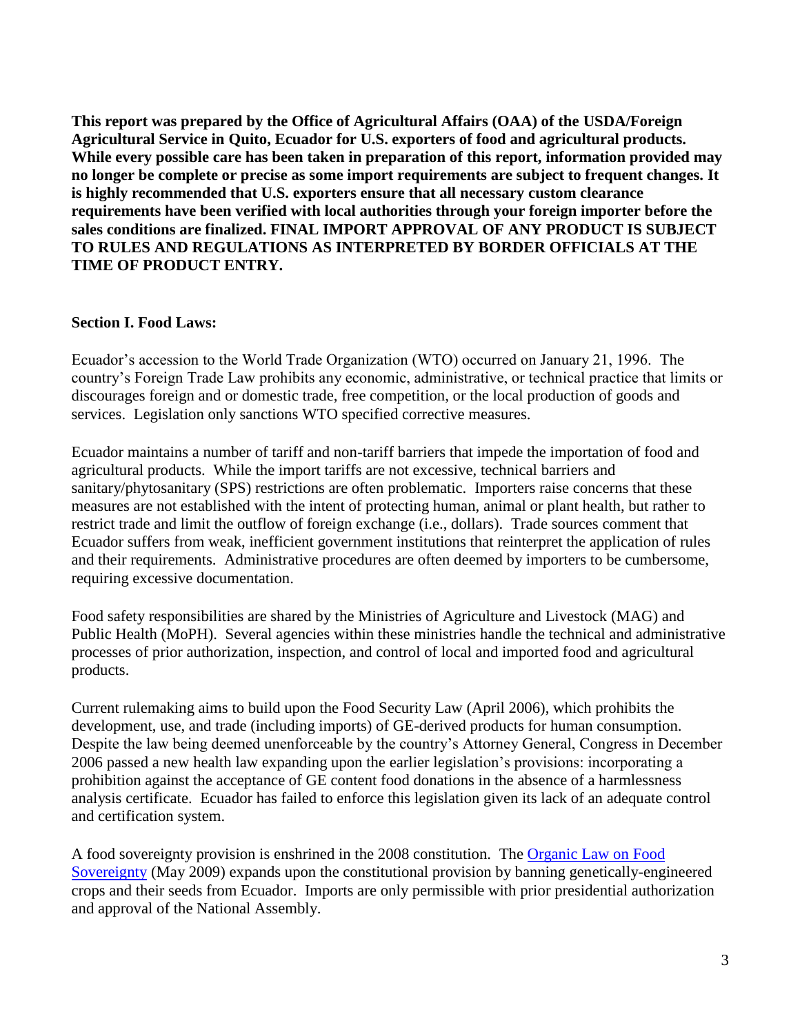**This report was prepared by the Office of Agricultural Affairs (OAA) of the USDA/Foreign Agricultural Service in Quito, Ecuador for U.S. exporters of food and agricultural products. While every possible care has been taken in preparation of this report, information provided may no longer be complete or precise as some import requirements are subject to frequent changes. It is highly recommended that U.S. exporters ensure that all necessary custom clearance requirements have been verified with local authorities through your foreign importer before the sales conditions are finalized. FINAL IMPORT APPROVAL OF ANY PRODUCT IS SUBJECT TO RULES AND REGULATIONS AS INTERPRETED BY BORDER OFFICIALS AT THE TIME OF PRODUCT ENTRY.**

## Section I. Food Laws:

Ecuador's accession to the World Trade Organization (WTO) occurred on January 21, 1996. The country's Foreign Trade Law prohibits any economic, administrative, or technical practice that limits or discourages foreign and or domestic trade, free competition, or the local production of goods and services. Legislation only sanctions WTO specified corrective measures.

Ecuador maintains a number of tariff and non-tariff barriers that impede the importation of food and agricultural products. While the import tariffs are not excessive, technical barriers and sanitary/phytosanitary (SPS) restrictions are often problematic. Importers raise concerns that these measures are not established with the intent of protecting human, animal or plant health, but rather to restrict trade and limit the outflow of foreign exchange (i.e., dollars). Trade sources comment that Ecuador suffers from weak, inefficient government institutions that reinterpret the application of rules and their requirements. Administrative procedures are often deemed by importers to be cumbersome, requiring excessive documentation.

Food safety responsibilities are shared by the Ministries of Agriculture and Livestock (MAG) and Public Health (MoPH). Several agencies within these ministries handle the technical and administrative processes of prior authorization, inspection, and control of local and imported food and agricultural products.

Current rulemaking aims to build upon the Food Security Law (April 2006), which prohibits the development, use, and trade (including imports) of GE-derived products for human consumption. Despite the law being deemed unenforceable by the country's Attorney General, Congress in December 2006 passed a new health law expanding upon the earlier legislation's provisions: incorporating a prohibition against the acceptance of GE content food donations in the absence of a harmlessness analysis certificate. Ecuador has failed to enforce this legislation given its lack of an adequate control and certification system.

A food sovereignty provision is enshrined in the 2008 constitution. The Organic Law on Food Sovereignty (May 2009) expands upon the constitutional provision by banning genetically-engineered crops and their seeds from Ecuador. Imports are only permissible with prior presidential authorization and approval of the National Assembly.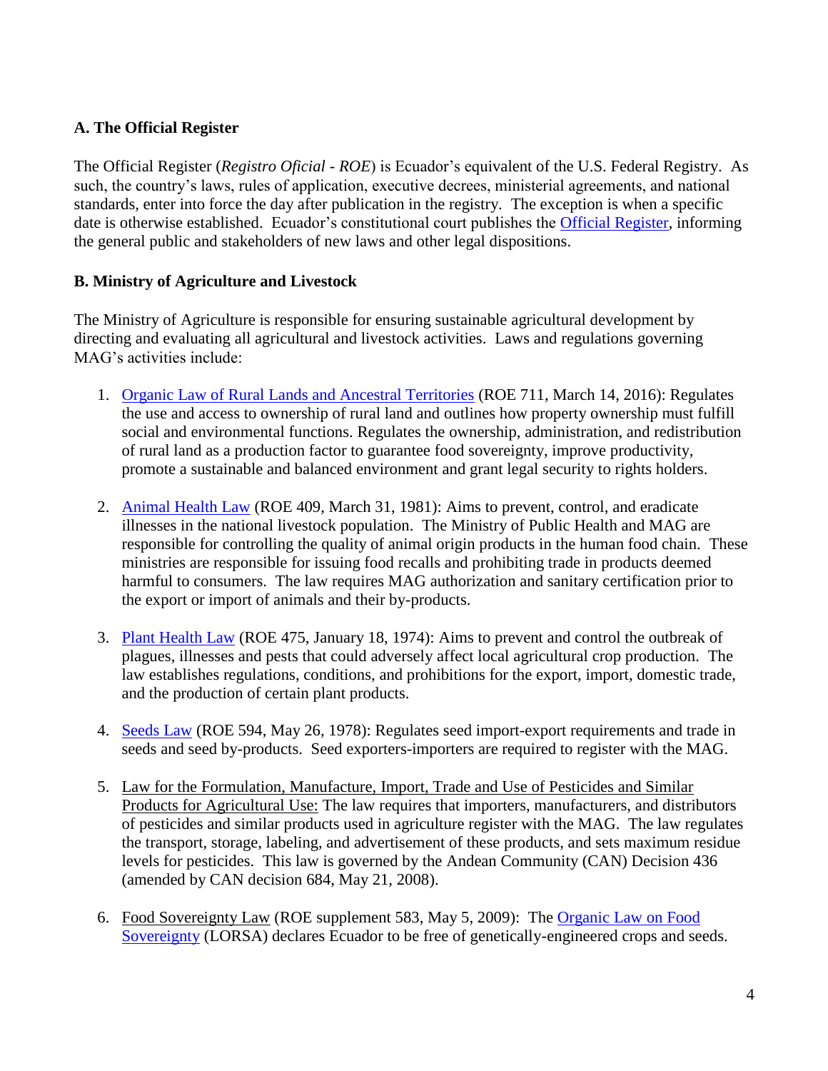### A. The Official Register

The Official Register (*Registro Oficial - ROE*) is Ecuador's equivalent of the U.S. Federal Registry. As such, the country's laws, rules of application, executive decrees, ministerial agreements, and national standards, enter into force the day after publication in the registry. The exception is when a specific date is otherwise established. Ecuador's constitutional court publishes the Official Register, informing the general public and stakeholders of new laws and other legal dispositions.

### B. Ministry of Agriculture and Livestock

The Ministry of Agriculture is responsible for ensuring sustainable agricultural development by directing and evaluating all agricultural and livestock activities. Laws and regulations governing MAG's activities include:

1. Organic Law of Rural Lands and Ancestral Territories (ROE 711, March 14, 2016): Regulates the use and access to ownership of rural land and outlines how property ownership must fulfill social and environmental functions. Regulates the ownership, administration, and redistribution of rural land as a production factor to guarantee food sovereignty, improve productivity, promote a sustainable and balanced environment and grant legal security to rights holders.

2. Animal Health Law (ROE 409, March 31, 1981): Aims to prevent, control, and eradicate illnesses in the national livestock population. The Ministry of Public Health and MAG are responsible for controlling the quality of animal origin products in the human food chain. These ministries are responsible for issuing food recalls and prohibiting trade in products deemed harmful to consumers. The law requires MAG authorization and sanitary certification prior to the export or import of animals and their by-products.

3. Plant Health Law (ROE 475, January 18, 1974): Aims to prevent and control the outbreak of plagues, illnesses and pests that could adversely affect local agricultural crop production. The law establishes regulations, conditions, and prohibitions for the export, import, domestic trade, and the production of certain plant products.

4. Seeds Law (ROE 594, May 26, 1978): Regulates seed import-export requirements and trade in seeds and seed by-products. Seed exporters-importers are required to register with the MAG.

5. Law for the Formulation, Manufacture, Import, Trade and Use of Pesticides and Similar Products for Agricultural Use: The law requires that importers, manufacturers, and distributors of pesticides and similar products used in agriculture register with the MAG. The law regulates the transport, storage, labeling, and advertisement of these products, and sets maximum residue levels for pesticides. This law is governed by the Andean Community (CAN) Decision 436 (amended by CAN decision 684, May 21, 2008).

6. Food Sovereignty Law (ROE supplement 583, May 5, 2009): The Organic Law on Food Sovereignty (LORSA) declares Ecuador to be free of genetically-engineered crops and seeds.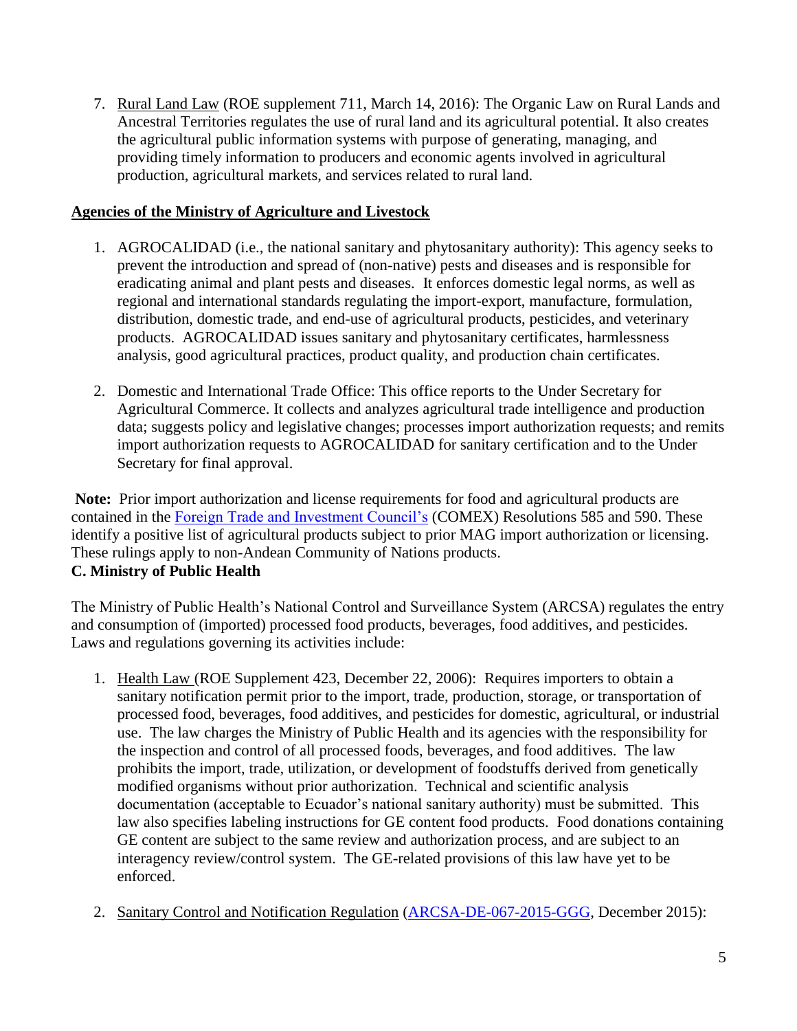7. Rural Land Law (ROE supplement 711, March 14, 2016): The Organic Law on Rural Lands and Ancestral Territories regulates the use of rural land and its agricultural potential. It also creates the agricultural public information systems with purpose of generating, managing, and providing timely information to producers and economic agents involved in agricultural production, agricultural markets, and services related to rural land.

**Agencies of the Ministry of Agriculture and Livestock**

1. AGROCALIDAD (i.e., the national sanitary and phytosanitary authority): This agency seeks to prevent the introduction and spread of (non-native) pests and diseases and is responsible for eradicating animal and plant pests and diseases. It enforces domestic legal norms, as well as regional and international standards regulating the import-export, manufacture, formulation, distribution, domestic trade, and end-use of agricultural products, pesticides, and veterinary products. AGROCALIDAD issues sanitary and phytosanitary certificates, harmlessness analysis, good agricultural practices, product quality, and production chain certificates.

2. Domestic and International Trade Office: This office reports to the Under Secretary for Agricultural Commerce. It collects and analyzes agricultural trade intelligence and production data; suggests policy and legislative changes; processes import authorization requests; and remits import authorization requests to AGROCALIDAD for sanitary certification and to the Under Secretary for final approval.

**Note:** Prior import authorization and license requirements for food and agricultural products are contained in the Foreign Trade and Investment Council's (COMEX) Resolutions 585 and 590. These identify a positive list of agricultural products subject to prior MAG import authorization or licensing. These rulings apply to non-Andean Community of Nations products.

**C. Ministry of Public Health**

The Ministry of Public Health's National Control and Surveillance System (ARCSA) regulates the entry and consumption of (imported) processed food products, beverages, food additives, and pesticides. Laws and regulations governing its activities include:

1. Health Law (ROE Supplement 423, December 22, 2006): Requires importers to obtain a sanitary notification permit prior to the import, trade, production, storage, or transportation of processed food, beverages, food additives, and pesticides for domestic, agricultural, or industrial use. The law charges the Ministry of Public Health and its agencies with the responsibility for the inspection and control of all processed foods, beverages, and food additives. The law prohibits the import, trade, utilization, or development of foodstuffs derived from genetically modified organisms without prior authorization. Technical and scientific analysis documentation (acceptable to Ecuador's national sanitary authority) must be submitted. This law also specifies labeling instructions for GE content food products. Food donations containing GE content are subject to the same review and authorization process, and are subject to an interagency review/control system. The GE-related provisions of this law have yet to be enforced.

2. Sanitary Control and Notification Regulation (ARCSA-DE-067-2015-GGG, December 2015):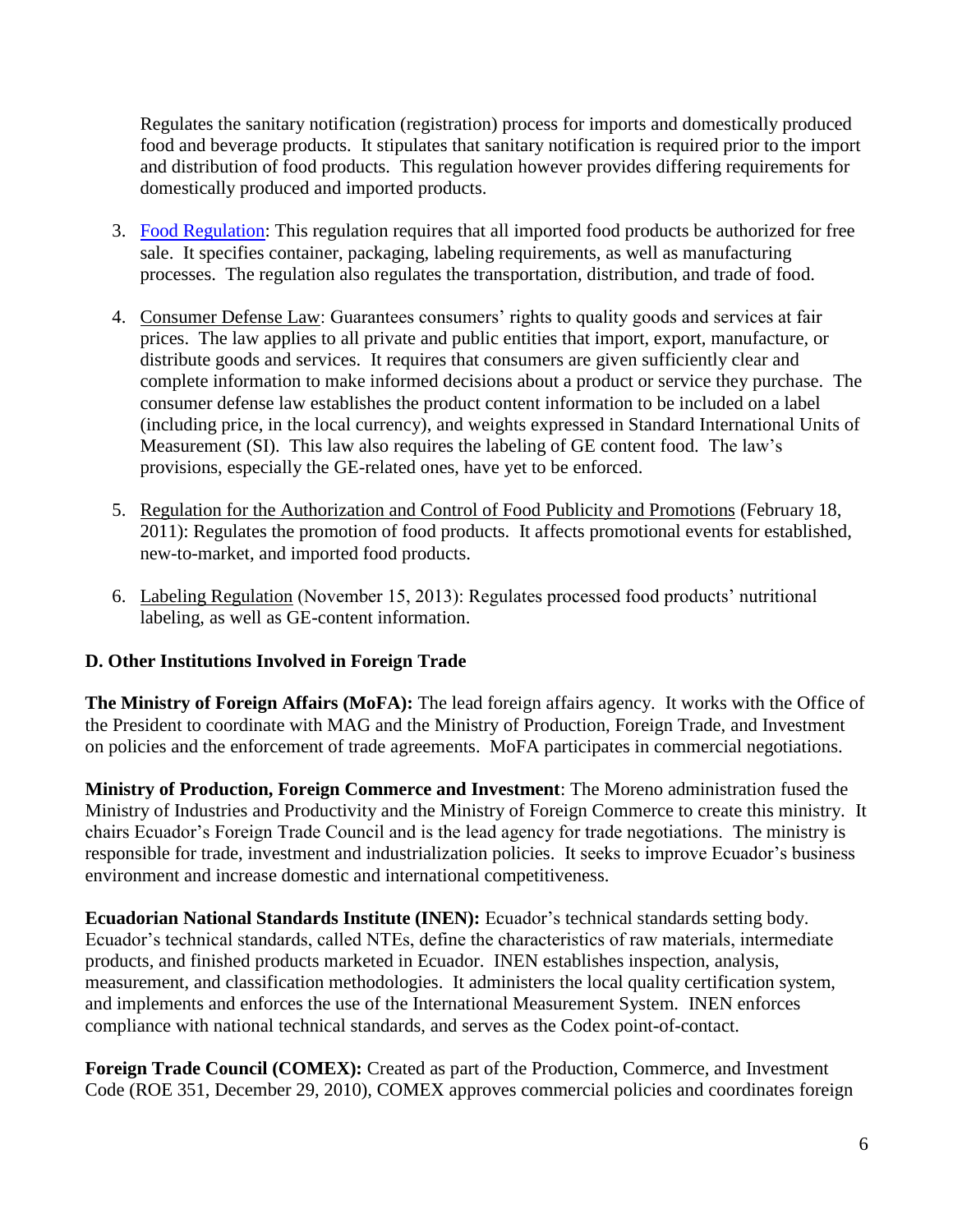Regulates the sanitary notification (registration) process for imports and domestically produced food and beverage products. It stipulates that sanitary notification is required prior to the import and distribution of food products. This regulation however provides differing requirements for domestically produced and imported products.

3. Food Regulation: This regulation requires that all imported food products be authorized for free sale. It specifies container, packaging, labeling requirements, as well as manufacturing processes. The regulation also regulates the transportation, distribution, and trade of food.

4. Consumer Defense Law: Guarantees consumers' rights to quality goods and services at fair prices. The law applies to all private and public entities that import, export, manufacture, or distribute goods and services. It requires that consumers are given sufficiently clear and complete information to make informed decisions about a product or service they purchase. The consumer defense law establishes the product content information to be included on a label (including price, in the local currency), and weights expressed in Standard International Units of Measurement (SI). This law also requires the labeling of GE content food. The law's provisions, especially the GE-related ones, have yet to be enforced.

5. Regulation for the Authorization and Control of Food Publicity and Promotions (February 18, 2011): Regulates the promotion of food products. It affects promotional events for established, new-to-market, and imported food products.

6. Labeling Regulation (November 15, 2013): Regulates processed food products' nutritional labeling, as well as GE-content information.

### D. Other Institutions Involved in Foreign Trade

**The Ministry of Foreign Affairs (MoFA):** The lead foreign affairs agency. It works with the Office of the President to coordinate with MAG and the Ministry of Production, Foreign Trade, and Investment on policies and the enforcement of trade agreements. MoFA participates in commercial negotiations.

**Ministry of Production, Foreign Commerce and Investment**: The Moreno administration fused the Ministry of Industries and Productivity and the Ministry of Foreign Commerce to create this ministry. It chairs Ecuador's Foreign Trade Council and is the lead agency for trade negotiations. The ministry is responsible for trade, investment and industrialization policies. It seeks to improve Ecuador's business environment and increase domestic and international competitiveness.

**Ecuadorian National Standards Institute (INEN):** Ecuador's technical standards setting body. Ecuador's technical standards, called NTEs, define the characteristics of raw materials, intermediate products, and finished products marketed in Ecuador. INEN establishes inspection, analysis, measurement, and classification methodologies. It administers the local quality certification system, and implements and enforces the use of the International Measurement System. INEN enforces compliance with national technical standards, and serves as the Codex point-of-contact.

**Foreign Trade Council (COMEX):** Created as part of the Production, Commerce, and Investment Code (ROE 351, December 29, 2010), COMEX approves commercial policies and coordinates foreign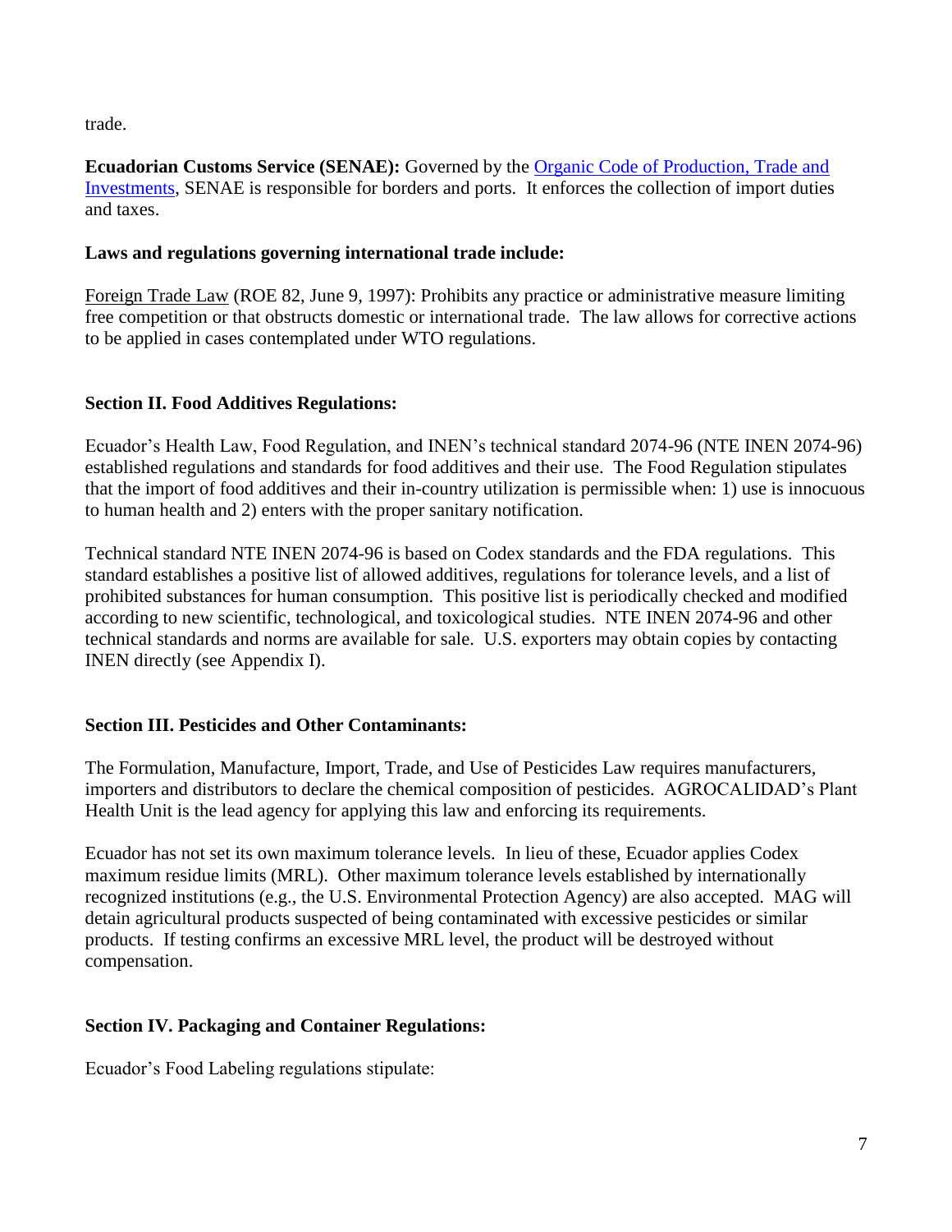trade.

**Ecuadorian Customs Service (SENAE):** Governed by the Organic Code of Production, Trade and Investments, SENAE is responsible for borders and ports. It enforces the collection of import duties and taxes.

**Laws and regulations governing international trade include:**

Foreign Trade Law (ROE 82, June 9, 1997): Prohibits any practice or administrative measure limiting free competition or that obstructs domestic or international trade. The law allows for corrective actions to be applied in cases contemplated under WTO regulations.

## Section II. Food Additives Regulations:

Ecuador's Health Law, Food Regulation, and INEN's technical standard 2074-96 (NTE INEN 2074-96) established regulations and standards for food additives and their use. The Food Regulation stipulates that the import of food additives and their in-country utilization is permissible when: 1) use is innocuous to human health and 2) enters with the proper sanitary notification.

Technical standard NTE INEN 2074-96 is based on Codex standards and the FDA regulations. This standard establishes a positive list of allowed additives, regulations for tolerance levels, and a list of prohibited substances for human consumption. This positive list is periodically checked and modified according to new scientific, technological, and toxicological studies. NTE INEN 2074-96 and other technical standards and norms are available for sale. U.S. exporters may obtain copies by contacting INEN directly (see Appendix I).

## Section III. Pesticides and Other Contaminants:

The Formulation, Manufacture, Import, Trade, and Use of Pesticides Law requires manufacturers, importers and distributors to declare the chemical composition of pesticides. AGROCALIDAD's Plant Health Unit is the lead agency for applying this law and enforcing its requirements.

Ecuador has not set its own maximum tolerance levels. In lieu of these, Ecuador applies Codex maximum residue limits (MRL). Other maximum tolerance levels established by internationally recognized institutions (e.g., the U.S. Environmental Protection Agency) are also accepted. MAG will detain agricultural products suspected of being contaminated with excessive pesticides or similar products. If testing confirms an excessive MRL level, the product will be destroyed without compensation.

## Section IV. Packaging and Container Regulations:

Ecuador's Food Labeling regulations stipulate: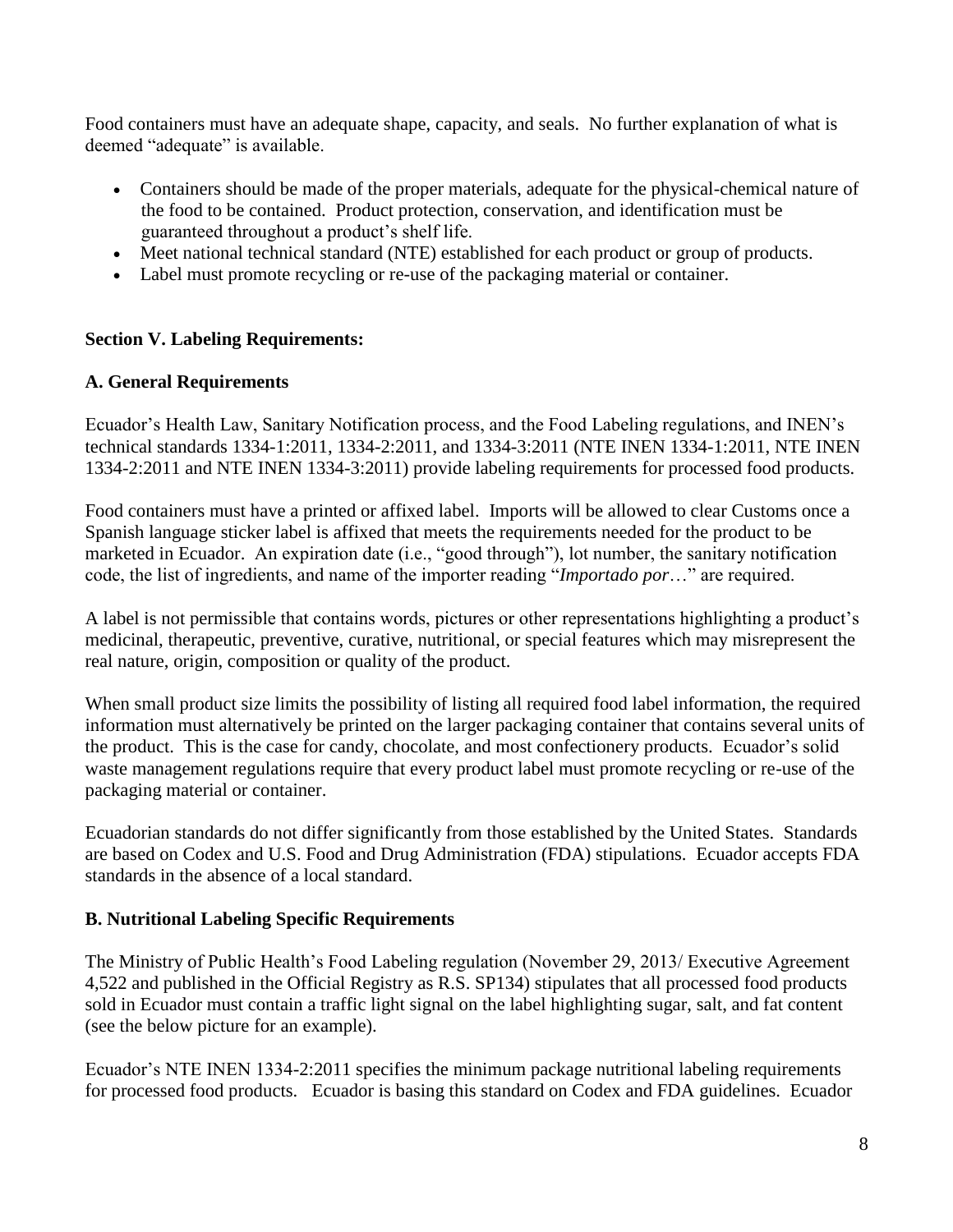Food containers must have an adequate shape, capacity, and seals. No further explanation of what is deemed "adequate" is available.

- Containers should be made of the proper materials, adequate for the physical-chemical nature of the food to be contained. Product protection, conservation, and identification must be guaranteed throughout a product's shelf life.
- Meet national technical standard (NTE) established for each product or group of products.
- Label must promote recycling or re-use of the packaging material or container.

## Section V. Labeling Requirements:

### A. General Requirements

Ecuador's Health Law, Sanitary Notification process, and the Food Labeling regulations, and INEN's technical standards 1334-1:2011, 1334-2:2011, and 1334-3:2011 (NTE INEN 1334-1:2011, NTE INEN 1334-2:2011 and NTE INEN 1334-3:2011) provide labeling requirements for processed food products.

Food containers must have a printed or affixed label. Imports will be allowed to clear Customs once a Spanish language sticker label is affixed that meets the requirements needed for the product to be marketed in Ecuador. An expiration date (i.e., "good through"), lot number, the sanitary notification code, the list of ingredients, and name of the importer reading "*Importado por*…" are required.

A label is not permissible that contains words, pictures or other representations highlighting a product's medicinal, therapeutic, preventive, curative, nutritional, or special features which may misrepresent the real nature, origin, composition or quality of the product.

When small product size limits the possibility of listing all required food label information, the required information must alternatively be printed on the larger packaging container that contains several units of the product. This is the case for candy, chocolate, and most confectionery products. Ecuador's solid waste management regulations require that every product label must promote recycling or re-use of the packaging material or container.

Ecuadorian standards do not differ significantly from those established by the United States. Standards are based on Codex and U.S. Food and Drug Administration (FDA) stipulations. Ecuador accepts FDA standards in the absence of a local standard.

### B. Nutritional Labeling Specific Requirements

The Ministry of Public Health's Food Labeling regulation (November 29, 2013/ Executive Agreement 4,522 and published in the Official Registry as R.S. SP134) stipulates that all processed food products sold in Ecuador must contain a traffic light signal on the label highlighting sugar, salt, and fat content (see the below picture for an example).

Ecuador's NTE INEN 1334-2:2011 specifies the minimum package nutritional labeling requirements for processed food products. Ecuador is basing this standard on Codex and FDA guidelines. Ecuador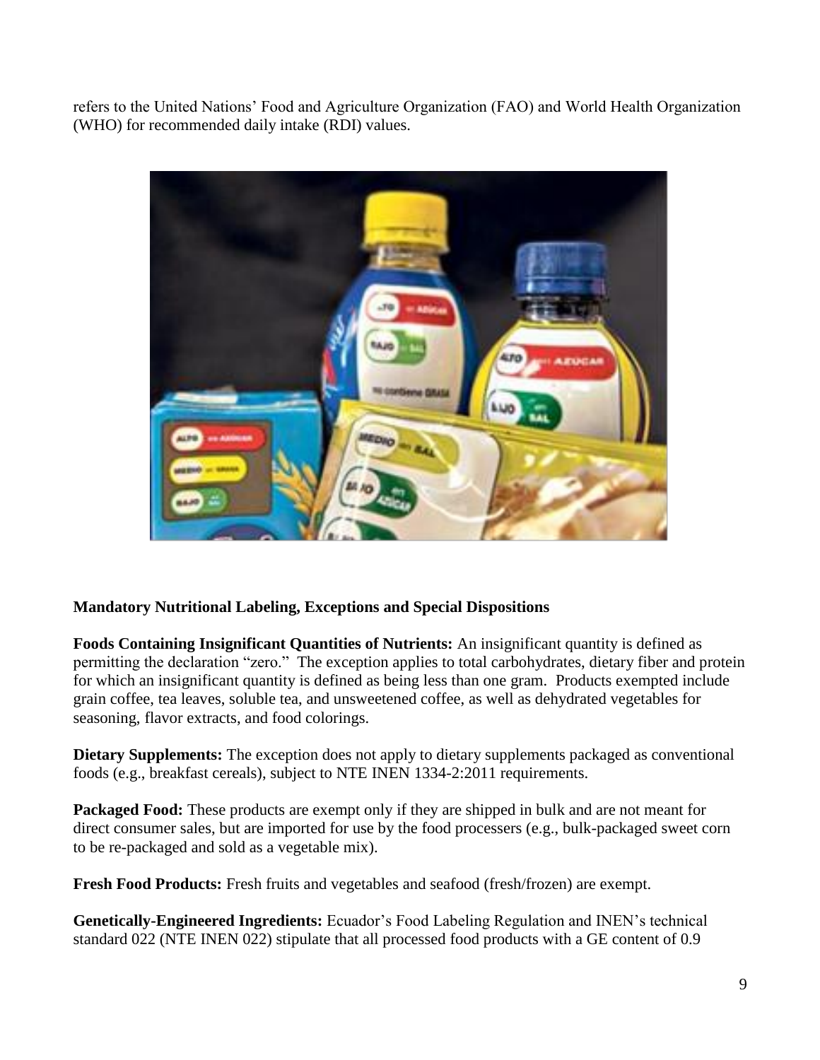refers to the United Nations' Food and Agriculture Organization (FAO) and World Health Organization (WHO) for recommended daily intake (RDI) values.

**Mandatory Nutritional Labeling, Exceptions and Special Dispositions**

**Foods Containing Insignificant Quantities of Nutrients:** An insignificant quantity is defined as permitting the declaration "zero." The exception applies to total carbohydrates, dietary fiber and protein for which an insignificant quantity is defined as being less than one gram. Products exempted include grain coffee, tea leaves, soluble tea, and unsweetened coffee, as well as dehydrated vegetables for seasoning, flavor extracts, and food colorings.

**Dietary Supplements:** The exception does not apply to dietary supplements packaged as conventional foods (e.g., breakfast cereals), subject to NTE INEN 1334-2:2011 requirements.

**Packaged Food:** These products are exempt only if they are shipped in bulk and are not meant for direct consumer sales, but are imported for use by the food processers (e.g., bulk-packaged sweet corn to be re-packaged and sold as a vegetable mix).

**Fresh Food Products:** Fresh fruits and vegetables and seafood (fresh/frozen) are exempt.

**Genetically-Engineered Ingredients:** Ecuador's Food Labeling Regulation and INEN's technical standard 022 (NTE INEN 022) stipulate that all processed food products with a GE content of 0.9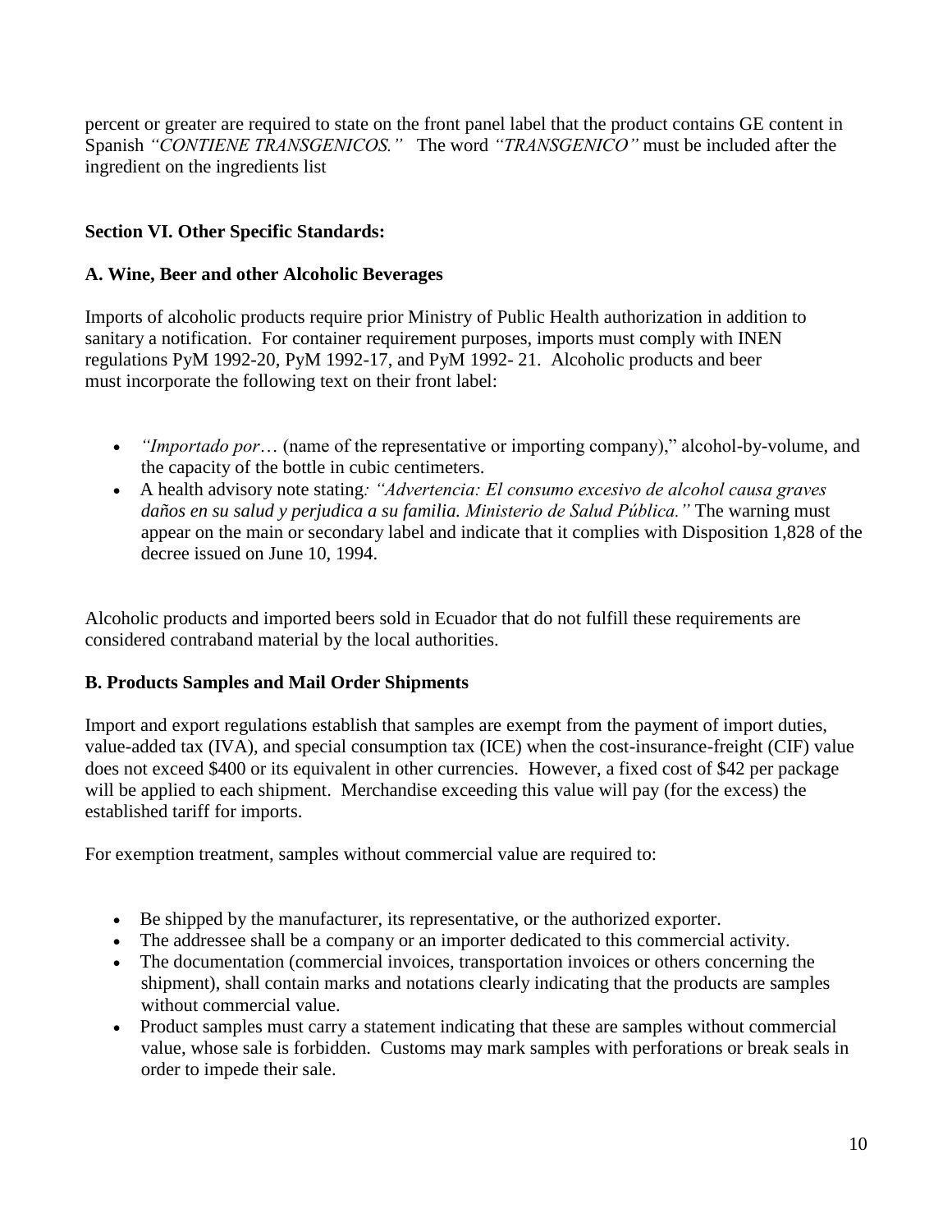percent or greater are required to state on the front panel label that the product contains GE content in Spanish *"CONTIENE TRANSGENICOS."* The word *"TRANSGENICO"* must be included after the ingredient on the ingredients list

## Section VI. Other Specific Standards:

### A. Wine, Beer and other Alcoholic Beverages

Imports of alcoholic products require prior Ministry of Public Health authorization in addition to sanitary a notification. For container requirement purposes, imports must comply with INEN regulations PyM 1992-20, PyM 1992-17, and PyM 1992- 21. Alcoholic products and beer must incorporate the following text on their front label:

- *"Importado por…* (name of the representative or importing company)," alcohol-by-volume, and the capacity of the bottle in cubic centimeters.
- A health advisory note stating*: "Advertencia: El consumo excesivo de alcohol causa graves daños en su salud y perjudica a su familia. Ministerio de Salud Pública."* The warning must appear on the main or secondary label and indicate that it complies with Disposition 1,828 of the decree issued on June 10, 1994.

Alcoholic products and imported beers sold in Ecuador that do not fulfill these requirements are considered contraband material by the local authorities.

### B. Products Samples and Mail Order Shipments

Import and export regulations establish that samples are exempt from the payment of import duties, value-added tax (IVA), and special consumption tax (ICE) when the cost-insurance-freight (CIF) value does not exceed $400 or its equivalent in other currencies. However, a fixed cost of $42 per package will be applied to each shipment. Merchandise exceeding this value will pay (for the excess) the established tariff for imports.

For exemption treatment, samples without commercial value are required to:

- Be shipped by the manufacturer, its representative, or the authorized exporter.
- The addressee shall be a company or an importer dedicated to this commercial activity.
- The documentation (commercial invoices, transportation invoices or others concerning the shipment), shall contain marks and notations clearly indicating that the products are samples without commercial value.
- Product samples must carry a statement indicating that these are samples without commercial value, whose sale is forbidden. Customs may mark samples with perforations or break seals in order to impede their sale.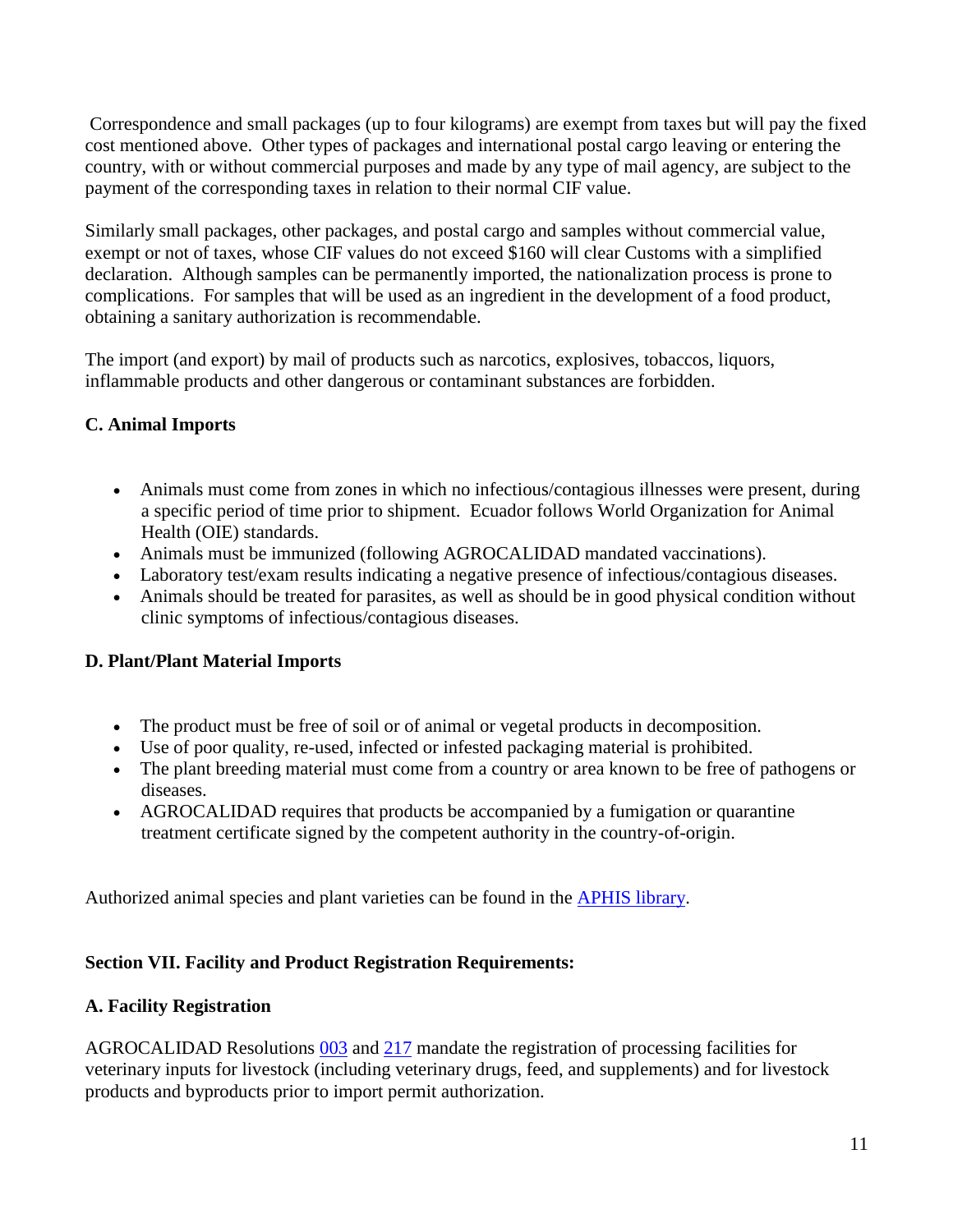Correspondence and small packages (up to four kilograms) are exempt from taxes but will pay the fixed cost mentioned above. Other types of packages and international postal cargo leaving or entering the country, with or without commercial purposes and made by any type of mail agency, are subject to the payment of the corresponding taxes in relation to their normal CIF value.

Similarly small packages, other packages, and postal cargo and samples without commercial value, exempt or not of taxes, whose CIF values do not exceed $160 will clear Customs with a simplified declaration. Although samples can be permanently imported, the nationalization process is prone to complications. For samples that will be used as an ingredient in the development of a food product, obtaining a sanitary authorization is recommendable.

The import (and export) by mail of products such as narcotics, explosives, tobaccos, liquors, inflammable products and other dangerous or contaminant substances are forbidden.

### C. Animal Imports

- Animals must come from zones in which no infectious/contagious illnesses were present, during a specific period of time prior to shipment. Ecuador follows World Organization for Animal Health (OIE) standards.
- Animals must be immunized (following AGROCALIDAD mandated vaccinations).
- Laboratory test/exam results indicating a negative presence of infectious/contagious diseases.
- Animals should be treated for parasites, as well as should be in good physical condition without clinic symptoms of infectious/contagious diseases.

### D. Plant/Plant Material Imports

- The product must be free of soil or of animal or vegetal products in decomposition.
- Use of poor quality, re-used, infected or infested packaging material is prohibited.
- The plant breeding material must come from a country or area known to be free of pathogens or diseases.
- AGROCALIDAD requires that products be accompanied by a fumigation or quarantine treatment certificate signed by the competent authority in the country-of-origin.

Authorized animal species and plant varieties can be found in the APHIS library.

## Section VII. Facility and Product Registration Requirements:

### A. Facility Registration

AGROCALIDAD Resolutions 003 and 217 mandate the registration of processing facilities for veterinary inputs for livestock (including veterinary drugs, feed, and supplements) and for livestock products and byproducts prior to import permit authorization.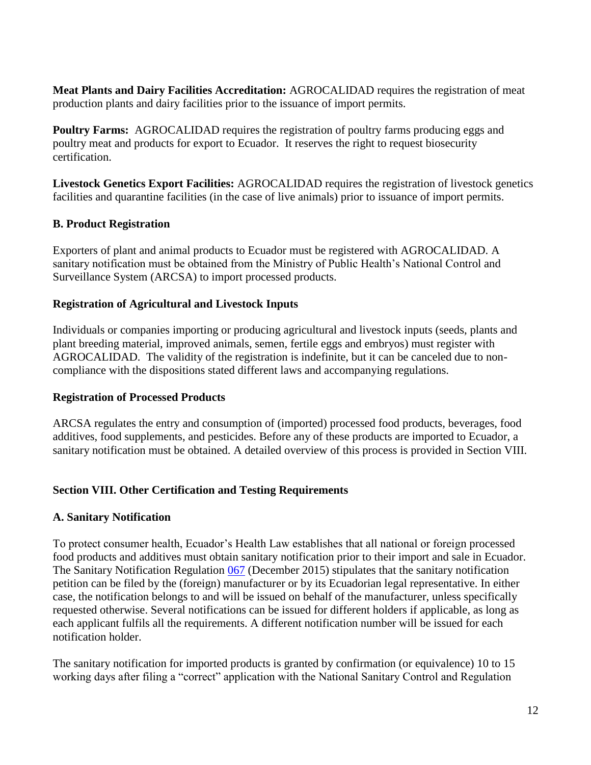**Meat Plants and Dairy Facilities Accreditation:** AGROCALIDAD requires the registration of meat production plants and dairy facilities prior to the issuance of import permits.

**Poultry Farms:** AGROCALIDAD requires the registration of poultry farms producing eggs and poultry meat and products for export to Ecuador. It reserves the right to request biosecurity certification.

**Livestock Genetics Export Facilities:** AGROCALIDAD requires the registration of livestock genetics facilities and quarantine facilities (in the case of live animals) prior to issuance of import permits.

### B. Product Registration

Exporters of plant and animal products to Ecuador must be registered with AGROCALIDAD. A sanitary notification must be obtained from the Ministry of Public Health's National Control and Surveillance System (ARCSA) to import processed products.

### Registration of Agricultural and Livestock Inputs

Individuals or companies importing or producing agricultural and livestock inputs (seeds, plants and plant breeding material, improved animals, semen, fertile eggs and embryos) must register with AGROCALIDAD. The validity of the registration is indefinite, but it can be canceled due to non-compliance with the dispositions stated different laws and accompanying regulations.

### Registration of Processed Products

ARCSA regulates the entry and consumption of (imported) processed food products, beverages, food additives, food supplements, and pesticides. Before any of these products are imported to Ecuador, a sanitary notification must be obtained. A detailed overview of this process is provided in Section VIII.

## Section VIII. Other Certification and Testing Requirements

### A. Sanitary Notification

To protect consumer health, Ecuador's Health Law establishes that all national or foreign processed food products and additives must obtain sanitary notification prior to their import and sale in Ecuador. The Sanitary Notification Regulation 067 (December 2015) stipulates that the sanitary notification petition can be filed by the (foreign) manufacturer or by its Ecuadorian legal representative. In either case, the notification belongs to and will be issued on behalf of the manufacturer, unless specifically requested otherwise. Several notifications can be issued for different holders if applicable, as long as each applicant fulfils all the requirements. A different notification number will be issued for each notification holder.

The sanitary notification for imported products is granted by confirmation (or equivalence) 10 to 15 working days after filing a "correct" application with the National Sanitary Control and Regulation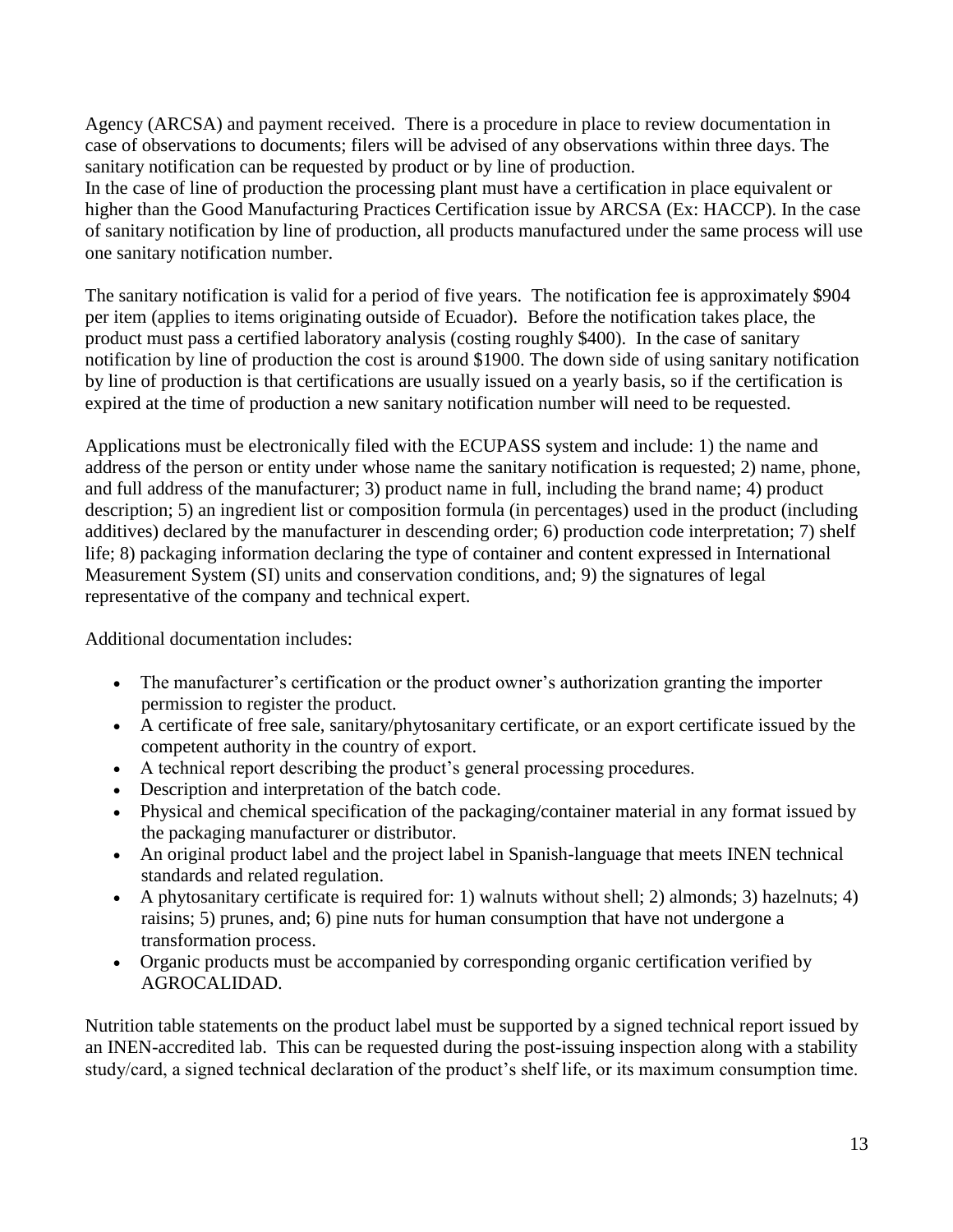Agency (ARCSA) and payment received. There is a procedure in place to review documentation in case of observations to documents; filers will be advised of any observations within three days. The sanitary notification can be requested by product or by line of production.
In the case of line of production the processing plant must have a certification in place equivalent or higher than the Good Manufacturing Practices Certification issue by ARCSA (Ex: HACCP). In the case of sanitary notification by line of production, all products manufactured under the same process will use one sanitary notification number.

The sanitary notification is valid for a period of five years. The notification fee is approximately $904 per item (applies to items originating outside of Ecuador). Before the notification takes place, the product must pass a certified laboratory analysis (costing roughly $400). In the case of sanitary notification by line of production the cost is around $1900. The down side of using sanitary notification by line of production is that certifications are usually issued on a yearly basis, so if the certification is expired at the time of production a new sanitary notification number will need to be requested.

Applications must be electronically filed with the ECUPASS system and include: 1) the name and address of the person or entity under whose name the sanitary notification is requested; 2) name, phone, and full address of the manufacturer; 3) product name in full, including the brand name; 4) product description; 5) an ingredient list or composition formula (in percentages) used in the product (including additives) declared by the manufacturer in descending order; 6) production code interpretation; 7) shelf life; 8) packaging information declaring the type of container and content expressed in International Measurement System (SI) units and conservation conditions, and; 9) the signatures of legal representative of the company and technical expert.

Additional documentation includes:

- The manufacturer's certification or the product owner's authorization granting the importer permission to register the product.
- A certificate of free sale, sanitary/phytosanitary certificate, or an export certificate issued by the competent authority in the country of export.
- A technical report describing the product's general processing procedures.
- Description and interpretation of the batch code.
- Physical and chemical specification of the packaging/container material in any format issued by the packaging manufacturer or distributor.
- An original product label and the project label in Spanish-language that meets INEN technical standards and related regulation.
- A phytosanitary certificate is required for: 1) walnuts without shell; 2) almonds; 3) hazelnuts; 4) raisins; 5) prunes, and; 6) pine nuts for human consumption that have not undergone a transformation process.
- Organic products must be accompanied by corresponding organic certification verified by AGROCALIDAD.

Nutrition table statements on the product label must be supported by a signed technical report issued by an INEN-accredited lab. This can be requested during the post-issuing inspection along with a stability study/card, a signed technical declaration of the product's shelf life, or its maximum consumption time.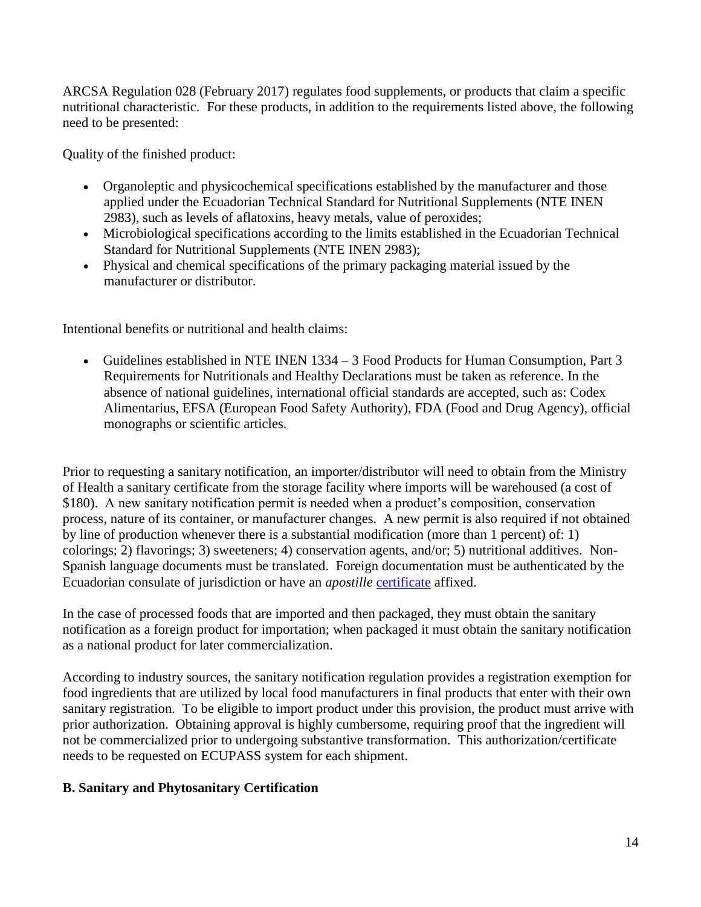ARCSA Regulation 028 (February 2017) regulates food supplements, or products that claim a specific nutritional characteristic. For these products, in addition to the requirements listed above, the following need to be presented:

Quality of the finished product:

- Organoleptic and physicochemical specifications established by the manufacturer and those applied under the Ecuadorian Technical Standard for Nutritional Supplements (NTE INEN 2983), such as levels of aflatoxins, heavy metals, value of peroxides;
- Microbiological specifications according to the limits established in the Ecuadorian Technical Standard for Nutritional Supplements (NTE INEN 2983);
- Physical and chemical specifications of the primary packaging material issued by the manufacturer or distributor.

Intentional benefits or nutritional and health claims:

- Guidelines established in NTE INEN 1334 – 3 Food Products for Human Consumption, Part 3 Requirements for Nutritionals and Healthy Declarations must be taken as reference. In the absence of national guidelines, international official standards are accepted, such as: Codex Alimentarius, EFSA (European Food Safety Authority), FDA (Food and Drug Agency), official monographs or scientific articles.

Prior to requesting a sanitary notification, an importer/distributor will need to obtain from the Ministry of Health a sanitary certificate from the storage facility where imports will be warehoused (a cost of $180). A new sanitary notification permit is needed when a product's composition, conservation process, nature of its container, or manufacturer changes. A new permit is also required if not obtained by line of production whenever there is a substantial modification (more than 1 percent) of: 1) colorings; 2) flavorings; 3) sweeteners; 4) conservation agents, and/or; 5) nutritional additives. Non-Spanish language documents must be translated. Foreign documentation must be authenticated by the Ecuadorian consulate of jurisdiction or have an *apostille* certificate affixed.

In the case of processed foods that are imported and then packaged, they must obtain the sanitary notification as a foreign product for importation; when packaged it must obtain the sanitary notification as a national product for later commercialization.

According to industry sources, the sanitary notification regulation provides a registration exemption for food ingredients that are utilized by local food manufacturers in final products that enter with their own sanitary registration. To be eligible to import product under this provision, the product must arrive with prior authorization. Obtaining approval is highly cumbersome, requiring proof that the ingredient will not be commercialized prior to undergoing substantive transformation. This authorization/certificate needs to be requested on ECUPASS system for each shipment.

**B. Sanitary and Phytosanitary Certification**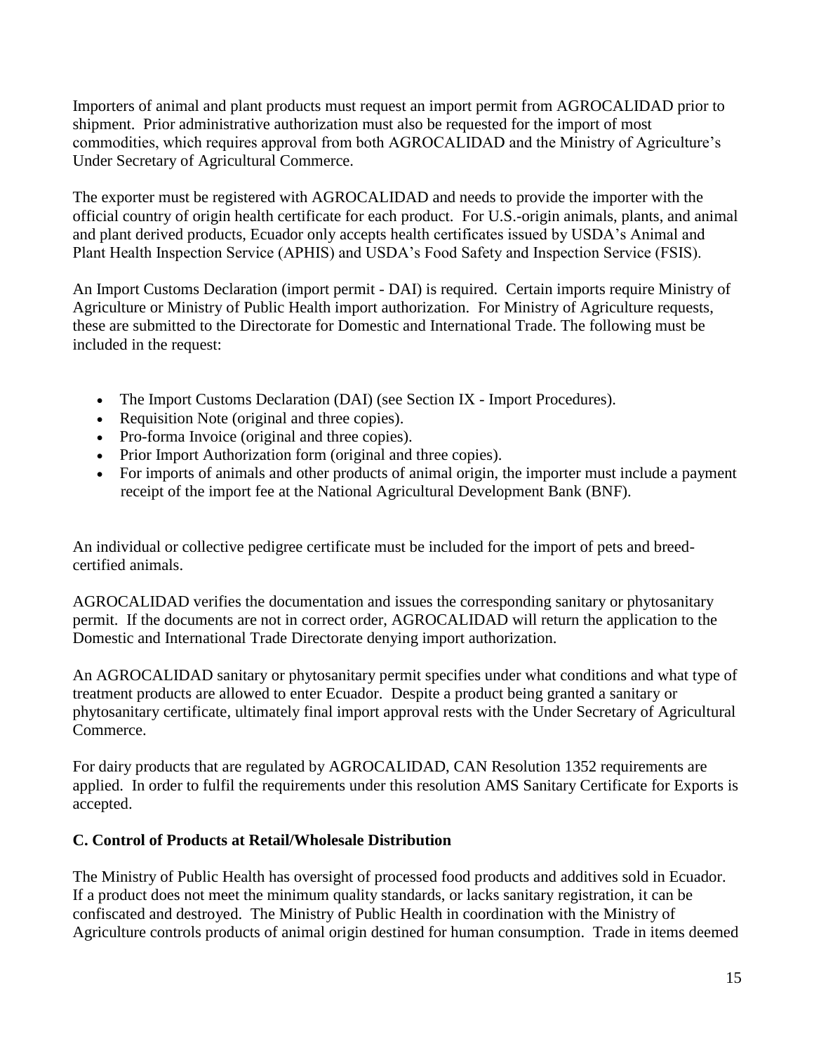Importers of animal and plant products must request an import permit from AGROCALIDAD prior to shipment. Prior administrative authorization must also be requested for the import of most commodities, which requires approval from both AGROCALIDAD and the Ministry of Agriculture's Under Secretary of Agricultural Commerce.

The exporter must be registered with AGROCALIDAD and needs to provide the importer with the official country of origin health certificate for each product. For U.S.-origin animals, plants, and animal and plant derived products, Ecuador only accepts health certificates issued by USDA's Animal and Plant Health Inspection Service (APHIS) and USDA's Food Safety and Inspection Service (FSIS).

An Import Customs Declaration (import permit - DAI) is required. Certain imports require Ministry of Agriculture or Ministry of Public Health import authorization. For Ministry of Agriculture requests, these are submitted to the Directorate for Domestic and International Trade. The following must be included in the request:

- The Import Customs Declaration (DAI) (see Section IX - Import Procedures).
- Requisition Note (original and three copies).
- Pro-forma Invoice (original and three copies).
- Prior Import Authorization form (original and three copies).
- For imports of animals and other products of animal origin, the importer must include a payment receipt of the import fee at the National Agricultural Development Bank (BNF).

An individual or collective pedigree certificate must be included for the import of pets and breed-certified animals.

AGROCALIDAD verifies the documentation and issues the corresponding sanitary or phytosanitary permit. If the documents are not in correct order, AGROCALIDAD will return the application to the Domestic and International Trade Directorate denying import authorization.

An AGROCALIDAD sanitary or phytosanitary permit specifies under what conditions and what type of treatment products are allowed to enter Ecuador. Despite a product being granted a sanitary or phytosanitary certificate, ultimately final import approval rests with the Under Secretary of Agricultural Commerce.

For dairy products that are regulated by AGROCALIDAD, CAN Resolution 1352 requirements are applied. In order to fulfil the requirements under this resolution AMS Sanitary Certificate for Exports is accepted.

### C. Control of Products at Retail/Wholesale Distribution

The Ministry of Public Health has oversight of processed food products and additives sold in Ecuador. If a product does not meet the minimum quality standards, or lacks sanitary registration, it can be confiscated and destroyed. The Ministry of Public Health in coordination with the Ministry of Agriculture controls products of animal origin destined for human consumption. Trade in items deemed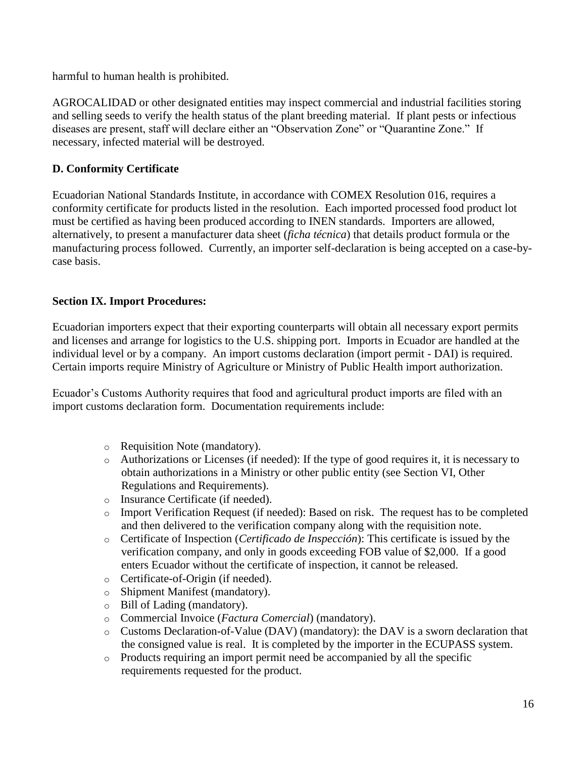harmful to human health is prohibited.

AGROCALIDAD or other designated entities may inspect commercial and industrial facilities storing and selling seeds to verify the health status of the plant breeding material. If plant pests or infectious diseases are present, staff will declare either an "Observation Zone" or "Quarantine Zone." If necessary, infected material will be destroyed.

### D. Conformity Certificate

Ecuadorian National Standards Institute, in accordance with COMEX Resolution 016, requires a conformity certificate for products listed in the resolution. Each imported processed food product lot must be certified as having been produced according to INEN standards. Importers are allowed, alternatively, to present a manufacturer data sheet (*ficha técnica*) that details product formula or the manufacturing process followed. Currently, an importer self-declaration is being accepted on a case-by-case basis.

## Section IX. Import Procedures:

Ecuadorian importers expect that their exporting counterparts will obtain all necessary export permits and licenses and arrange for logistics to the U.S. shipping port. Imports in Ecuador are handled at the individual level or by a company. An import customs declaration (import permit - DAI) is required. Certain imports require Ministry of Agriculture or Ministry of Public Health import authorization.

Ecuador's Customs Authority requires that food and agricultural product imports are filed with an import customs declaration form. Documentation requirements include:

- Requisition Note (mandatory).
- Authorizations or Licenses (if needed): If the type of good requires it, it is necessary to obtain authorizations in a Ministry or other public entity (see Section VI, Other Regulations and Requirements).
- Insurance Certificate (if needed).
- Import Verification Request (if needed): Based on risk. The request has to be completed and then delivered to the verification company along with the requisition note.
- Certificate of Inspection (*Certificado de Inspección*): This certificate is issued by the verification company, and only in goods exceeding FOB value of $2,000. If a good enters Ecuador without the certificate of inspection, it cannot be released.
- Certificate-of-Origin (if needed).
- Shipment Manifest (mandatory).
- Bill of Lading (mandatory).
- Commercial Invoice (*Factura Comercial*) (mandatory).
- Customs Declaration-of-Value (DAV) (mandatory): the DAV is a sworn declaration that the consigned value is real. It is completed by the importer in the ECUPASS system.
- Products requiring an import permit need be accompanied by all the specific requirements requested for the product.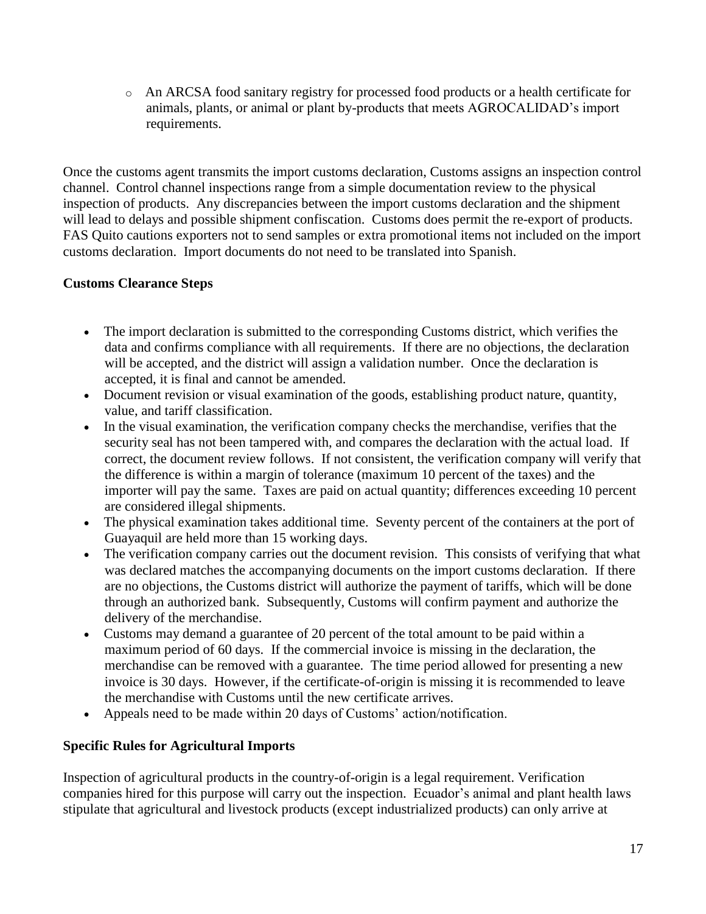- An ARCSA food sanitary registry for processed food products or a health certificate for animals, plants, or animal or plant by-products that meets AGROCALIDAD's import requirements.

Once the customs agent transmits the import customs declaration, Customs assigns an inspection control channel. Control channel inspections range from a simple documentation review to the physical inspection of products. Any discrepancies between the import customs declaration and the shipment will lead to delays and possible shipment confiscation. Customs does permit the re-export of products. FAS Quito cautions exporters not to send samples or extra promotional items not included on the import customs declaration. Import documents do not need to be translated into Spanish.

**Customs Clearance Steps**

- The import declaration is submitted to the corresponding Customs district, which verifies the data and confirms compliance with all requirements. If there are no objections, the declaration will be accepted, and the district will assign a validation number. Once the declaration is accepted, it is final and cannot be amended.
- Document revision or visual examination of the goods, establishing product nature, quantity, value, and tariff classification.
- In the visual examination, the verification company checks the merchandise, verifies that the security seal has not been tampered with, and compares the declaration with the actual load. If correct, the document review follows. If not consistent, the verification company will verify that the difference is within a margin of tolerance (maximum 10 percent of the taxes) and the importer will pay the same. Taxes are paid on actual quantity; differences exceeding 10 percent are considered illegal shipments.
- The physical examination takes additional time. Seventy percent of the containers at the port of Guayaquil are held more than 15 working days.
- The verification company carries out the document revision. This consists of verifying that what was declared matches the accompanying documents on the import customs declaration. If there are no objections, the Customs district will authorize the payment of tariffs, which will be done through an authorized bank. Subsequently, Customs will confirm payment and authorize the delivery of the merchandise.
- Customs may demand a guarantee of 20 percent of the total amount to be paid within a maximum period of 60 days. If the commercial invoice is missing in the declaration, the merchandise can be removed with a guarantee. The time period allowed for presenting a new invoice is 30 days. However, if the certificate-of-origin is missing it is recommended to leave the merchandise with Customs until the new certificate arrives.
- Appeals need to be made within 20 days of Customs' action/notification.

**Specific Rules for Agricultural Imports**

Inspection of agricultural products in the country-of-origin is a legal requirement. Verification companies hired for this purpose will carry out the inspection. Ecuador's animal and plant health laws stipulate that agricultural and livestock products (except industrialized products) can only arrive at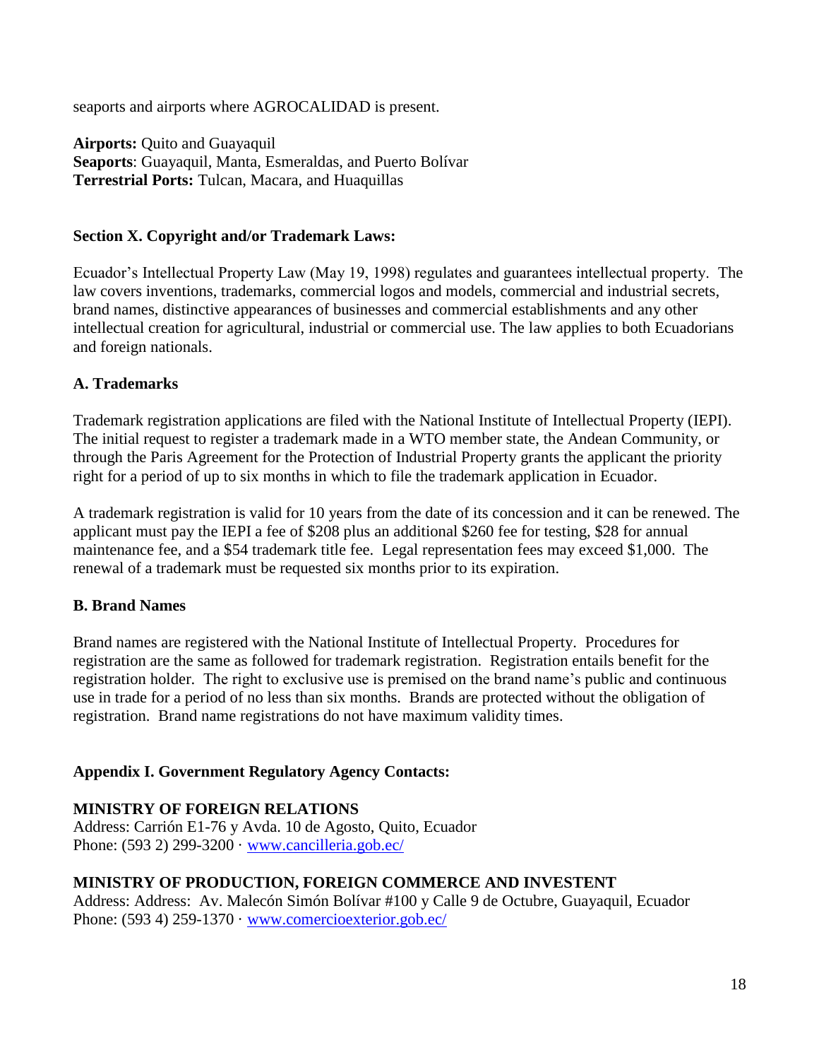seaports and airports where AGROCALIDAD is present.

**Airports:** Quito and Guayaquil
**Seaports**: Guayaquil, Manta, Esmeraldas, and Puerto Bolívar
**Terrestrial Ports:** Tulcan, Macara, and Huaquillas

## Section X. Copyright and/or Trademark Laws:

Ecuador's Intellectual Property Law (May 19, 1998) regulates and guarantees intellectual property. The law covers inventions, trademarks, commercial logos and models, commercial and industrial secrets, brand names, distinctive appearances of businesses and commercial establishments and any other intellectual creation for agricultural, industrial or commercial use. The law applies to both Ecuadorians and foreign nationals.

### A. Trademarks

Trademark registration applications are filed with the National Institute of Intellectual Property (IEPI). The initial request to register a trademark made in a WTO member state, the Andean Community, or through the Paris Agreement for the Protection of Industrial Property grants the applicant the priority right for a period of up to six months in which to file the trademark application in Ecuador.

A trademark registration is valid for 10 years from the date of its concession and it can be renewed. The applicant must pay the IEPI a fee of $208 plus an additional $260 fee for testing, $28 for annual maintenance fee, and a $54 trademark title fee. Legal representation fees may exceed $1,000. The renewal of a trademark must be requested six months prior to its expiration.

### B. Brand Names

Brand names are registered with the National Institute of Intellectual Property. Procedures for registration are the same as followed for trademark registration. Registration entails benefit for the registration holder. The right to exclusive use is premised on the brand name's public and continuous use in trade for a period of no less than six months. Brands are protected without the obligation of registration. Brand name registrations do not have maximum validity times.

## Appendix I. Government Regulatory Agency Contacts:

**MINISTRY OF FOREIGN RELATIONS**
Address: Carrión E1-76 y Avda. 10 de Agosto, Quito, Ecuador
Phone: (593 2) 299-3200 · www.cancilleria.gob.ec/

**MINISTRY OF PRODUCTION, FOREIGN COMMERCE AND INVESTENT**
Address: Address: Av. Malecón Simón Bolívar #100 y Calle 9 de Octubre, Guayaquil, Ecuador
Phone: (593 4) 259-1370 · www.comercioexterior.gob.ec/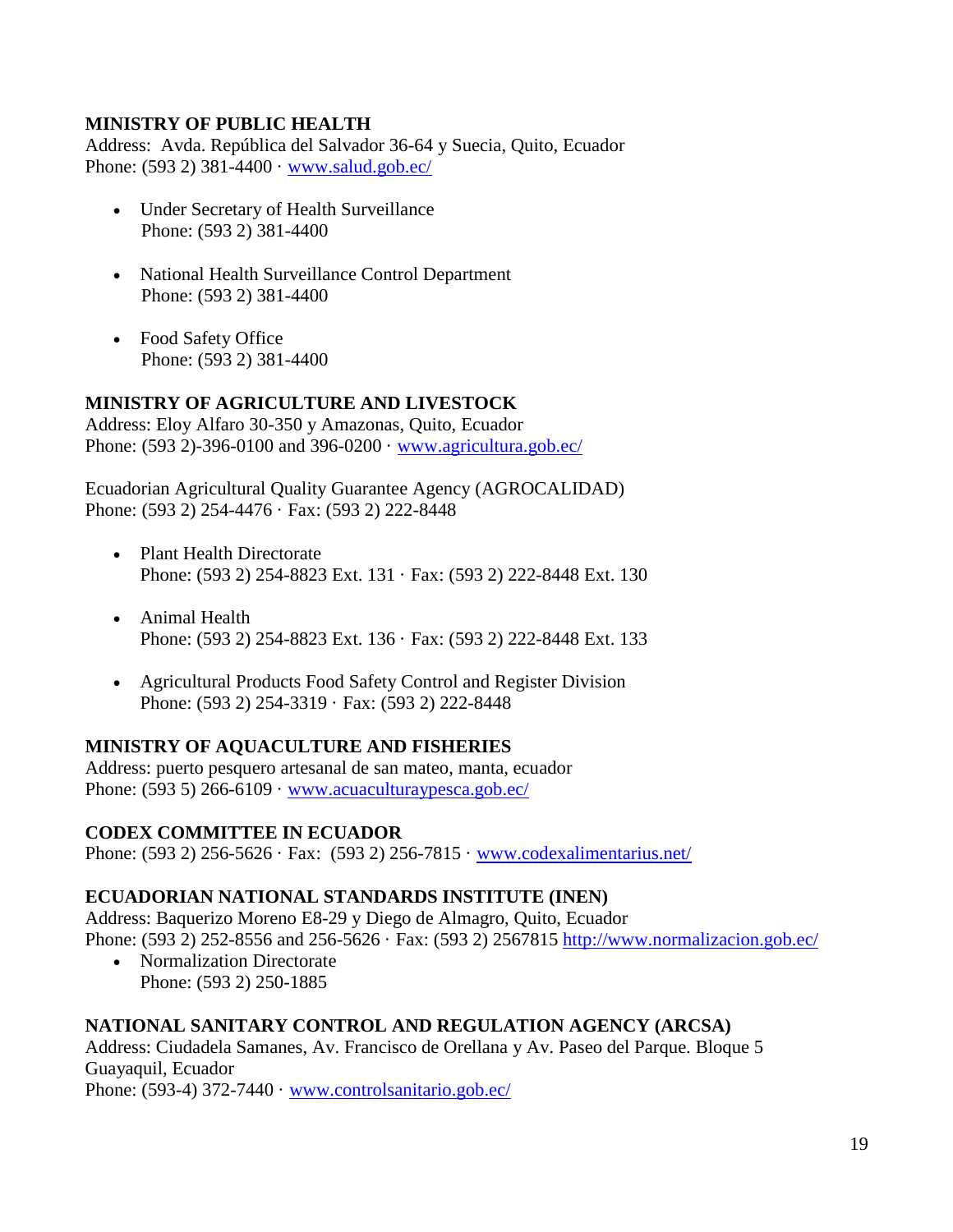**MINISTRY OF PUBLIC HEALTH**
Address: Avda. República del Salvador 36-64 y Suecia, Quito, Ecuador
Phone: (593 2) 381-4400 · www.salud.gob.ec/

- Under Secretary of Health Surveillance
  Phone: (593 2) 381-4400

- National Health Surveillance Control Department
  Phone: (593 2) 381-4400

- Food Safety Office
  Phone: (593 2) 381-4400

**MINISTRY OF AGRICULTURE AND LIVESTOCK**
Address: Eloy Alfaro 30-350 y Amazonas, Quito, Ecuador
Phone: (593 2)-396-0100 and 396-0200 · www.agricultura.gob.ec/

Ecuadorian Agricultural Quality Guarantee Agency (AGROCALIDAD)
Phone: (593 2) 254-4476 · Fax: (593 2) 222-8448

- Plant Health Directorate
  Phone: (593 2) 254-8823 Ext. 131 · Fax: (593 2) 222-8448 Ext. 130

- Animal Health
  Phone: (593 2) 254-8823 Ext. 136 · Fax: (593 2) 222-8448 Ext. 133

- Agricultural Products Food Safety Control and Register Division
  Phone: (593 2) 254-3319 · Fax: (593 2) 222-8448

**MINISTRY OF AQUACULTURE AND FISHERIES**
Address: puerto pesquero artesanal de san mateo, manta, ecuador
Phone: (593 5) 266-6109 · www.acuaculturaypesca.gob.ec/

**CODEX COMMITTEE IN ECUADOR**
Phone: (593 2) 256-5626 · Fax: (593 2) 256-7815 · www.codexalimentarius.net/

**ECUADORIAN NATIONAL STANDARDS INSTITUTE (INEN)**
Address: Baquerizo Moreno E8-29 y Diego de Almagro, Quito, Ecuador
Phone: (593 2) 252-8556 and 256-5626 · Fax: (593 2) 2567815 http://www.normalizacion.gob.ec/

- Normalization Directorate
  Phone: (593 2) 250-1885

**NATIONAL SANITARY CONTROL AND REGULATION AGENCY (ARCSA)**
Address: Ciudadela Samanes, Av. Francisco de Orellana y Av. Paseo del Parque. Bloque 5 Guayaquil, Ecuador
Phone: (593-4) 372-7440 · www.controlsanitario.gob.ec/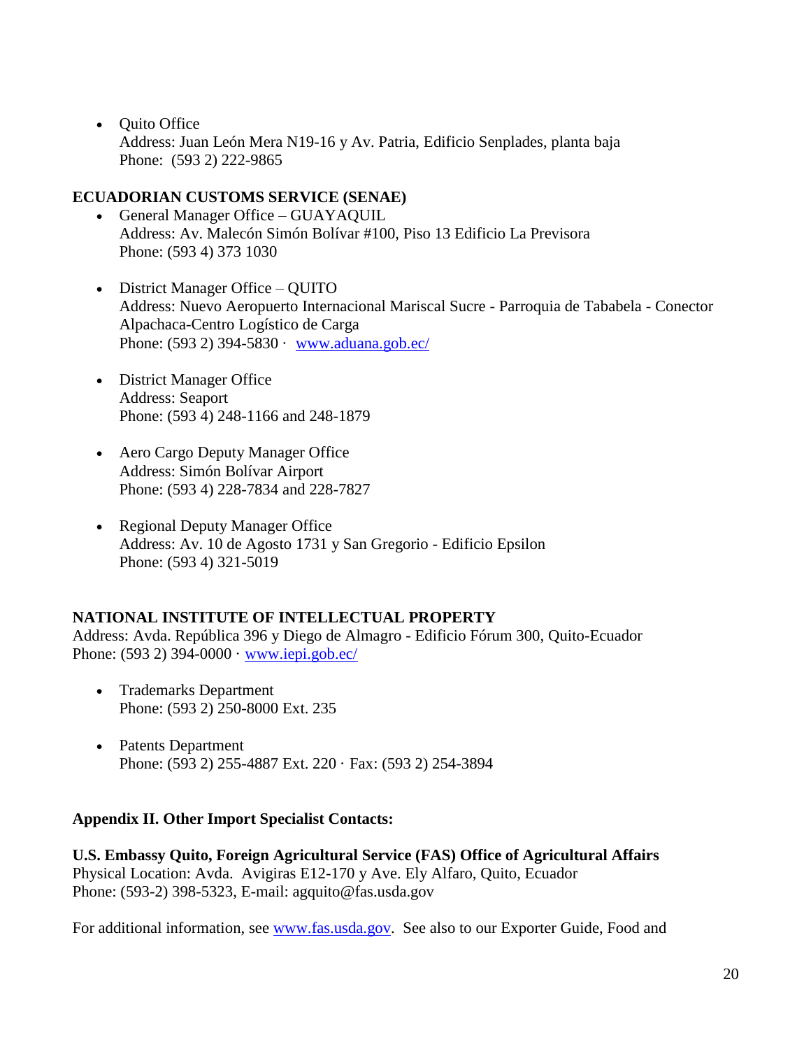- Quito Office
  Address: Juan León Mera N19-16 y Av. Patria, Edificio Senplades, planta baja
  Phone: (593 2) 222-9865

**ECUADORIAN CUSTOMS SERVICE (SENAE)**

- General Manager Office – GUAYAQUIL
  Address: Av. Malecón Simón Bolívar #100, Piso 13 Edificio La Previsora
  Phone: (593 4) 373 1030

- District Manager Office – QUITO
  Address: Nuevo Aeropuerto Internacional Mariscal Sucre - Parroquia de Tababela - Conector Alpachaca-Centro Logístico de Carga
  Phone: (593 2) 394-5830 · [www.aduana.gob.ec/](http://www.aduana.gob.ec/)

- District Manager Office
  Address: Seaport
  Phone: (593 4) 248-1166 and 248-1879

- Aero Cargo Deputy Manager Office
  Address: Simón Bolívar Airport
  Phone: (593 4) 228-7834 and 228-7827

- Regional Deputy Manager Office
  Address: Av. 10 de Agosto 1731 y San Gregorio - Edificio Epsilon
  Phone: (593 4) 321-5019

**NATIONAL INSTITUTE OF INTELLECTUAL PROPERTY**
Address: Avda. República 396 y Diego de Almagro - Edificio Fórum 300, Quito-Ecuador
Phone: (593 2) 394-0000 · [www.iepi.gob.ec/](http://www.iepi.gob.ec/)

- Trademarks Department
  Phone: (593 2) 250-8000 Ext. 235

- Patents Department
  Phone: (593 2) 255-4887 Ext. 220 · Fax: (593 2) 254-3894

**Appendix II. Other Import Specialist Contacts:**

**U.S. Embassy Quito, Foreign Agricultural Service (FAS) Office of Agricultural Affairs**
Physical Location: Avda. Avigiras E12-170 y Ave. Ely Alfaro, Quito, Ecuador
Phone: (593-2) 398-5323, E-mail: agquito@fas.usda.gov

For additional information, see [www.fas.usda.gov](http://www.fas.usda.gov). See also to our Exporter Guide, Food and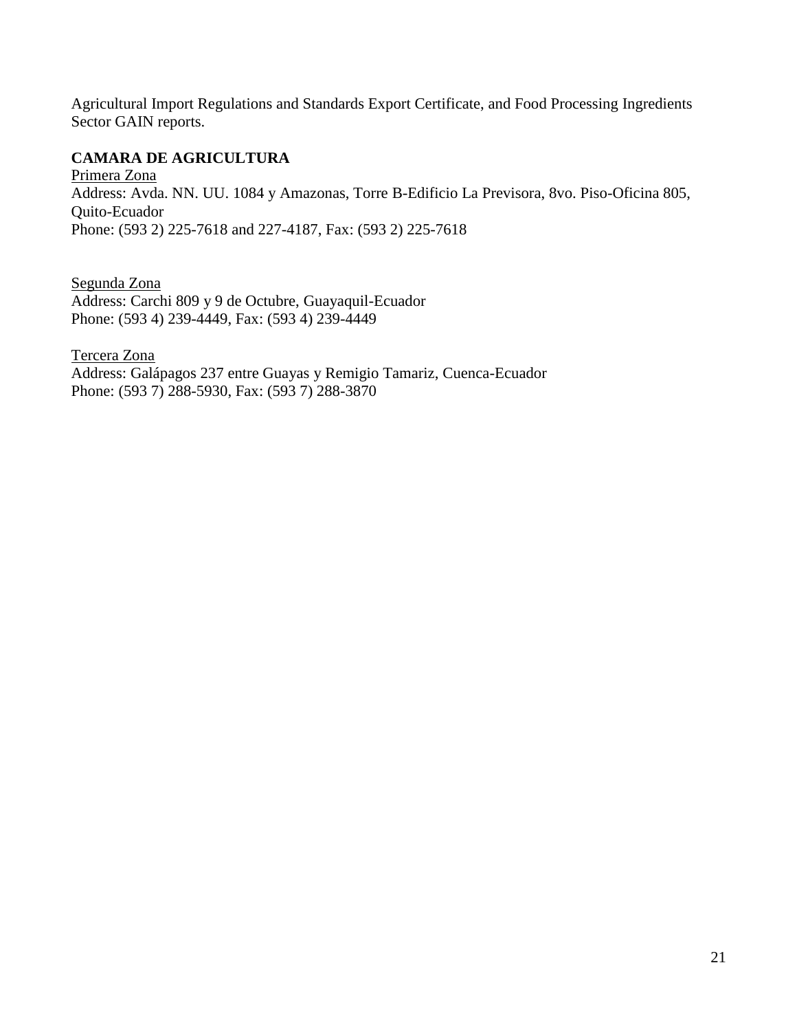Agricultural Import Regulations and Standards Export Certificate, and Food Processing Ingredients Sector GAIN reports.

**CAMARA DE AGRICULTURA**

Primera Zona
Address: Avda. NN. UU. 1084 y Amazonas, Torre B-Edificio La Previsora, 8vo. Piso-Oficina 805, Quito-Ecuador
Phone: (593 2) 225-7618 and 227-4187, Fax: (593 2) 225-7618

Segunda Zona
Address: Carchi 809 y 9 de Octubre, Guayaquil-Ecuador
Phone: (593 4) 239-4449, Fax: (593 4) 239-4449

Tercera Zona
Address: Galápagos 237 entre Guayas y Remigio Tamariz, Cuenca-Ecuador
Phone: (593 7) 288-5930, Fax: (593 7) 288-3870